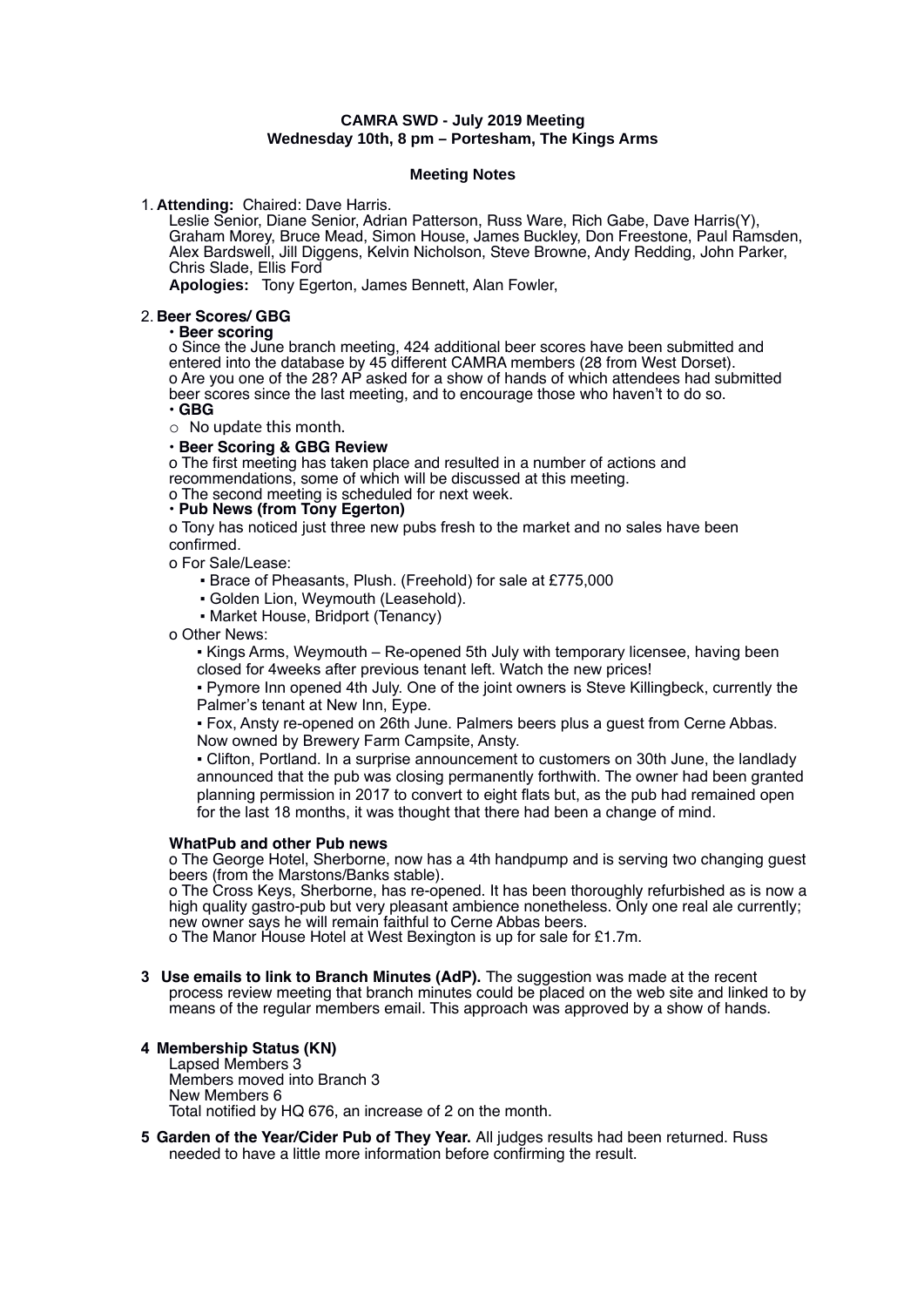**CAMRA SWD - July 2019 Meeting**
**Wednesday 10th, 8 pm – Portesham, The Kings Arms**

**Meeting Notes**

1. **Attending:** Chaired: Dave Harris.
   Leslie Senior, Diane Senior, Adrian Patterson, Russ Ware, Rich Gabe, Dave Harris(Y), Graham Morey, Bruce Mead, Simon House, James Buckley, Don Freestone, Paul Ramsden, Alex Bardswell, Jill Diggens, Kelvin Nicholson, Steve Browne, Andy Redding, John Parker, Chris Slade, Ellis Ford
   **Apologies:** Tony Egerton, James Bennett, Alan Fowler,

2. **Beer Scores/ GBG**
   - **Beer scoring**
     - Since the June branch meeting, 424 additional beer scores have been submitted and entered into the database by 45 different CAMRA members (28 from West Dorset).
     - Are you one of the 28? AP asked for a show of hands of which attendees had submitted beer scores since the last meeting, and to encourage those who haven't to do so.
   - **GBG**
     - No update this month.
   - **Beer Scoring & GBG Review**
     - The first meeting has taken place and resulted in a number of actions and recommendations, some of which will be discussed at this meeting.
     - The second meeting is scheduled for next week.
   - **Pub News (from Tony Egerton)**
     - Tony has noticed just three new pubs fresh to the market and no sales have been confirmed.
     - For Sale/Lease:
       - Brace of Pheasants, Plush. (Freehold) for sale at £775,000
       - Golden Lion, Weymouth (Leasehold).
       - Market House, Bridport (Tenancy)
     - Other News:
       - Kings Arms, Weymouth – Re-opened 5th July with temporary licensee, having been closed for 4weeks after previous tenant left. Watch the new prices!
       - Pymore Inn opened 4th July. One of the joint owners is Steve Killingbeck, currently the Palmer's tenant at New Inn, Eype.
       - Fox, Ansty re-opened on 26th June. Palmers beers plus a guest from Cerne Abbas. Now owned by Brewery Farm Campsite, Ansty.
       - Clifton, Portland. In a surprise announcement to customers on 30th June, the landlady announced that the pub was closing permanently forthwith. The owner had been granted planning permission in 2017 to convert to eight flats but, as the pub had remained open for the last 18 months, it was thought that there had been a change of mind.

   **WhatPub and other Pub news**
   - The George Hotel, Sherborne, now has a 4th handpump and is serving two changing guest beers (from the Marstons/Banks stable).
   - The Cross Keys, Sherborne, has re-opened. It has been thoroughly refurbished as is now a high quality gastro-pub but very pleasant ambience nonetheless. Only one real ale currently; new owner says he will remain faithful to Cerne Abbas beers.
   - The Manor House Hotel at West Bexington is up for sale for £1.7m.

3. **Use emails to link to Branch Minutes (AdP).** The suggestion was made at the recent process review meeting that branch minutes could be placed on the web site and linked to by means of the regular members email. This approach was approved by a show of hands.

4. **Membership Status (KN)**
   Lapsed Members 3
   Members moved into Branch 3
   New Members 6
   Total notified by HQ 676, an increase of 2 on the month.

5. **Garden of the Year/Cider Pub of They Year.** All judges results had been returned. Russ needed to have a little more information before confirming the result.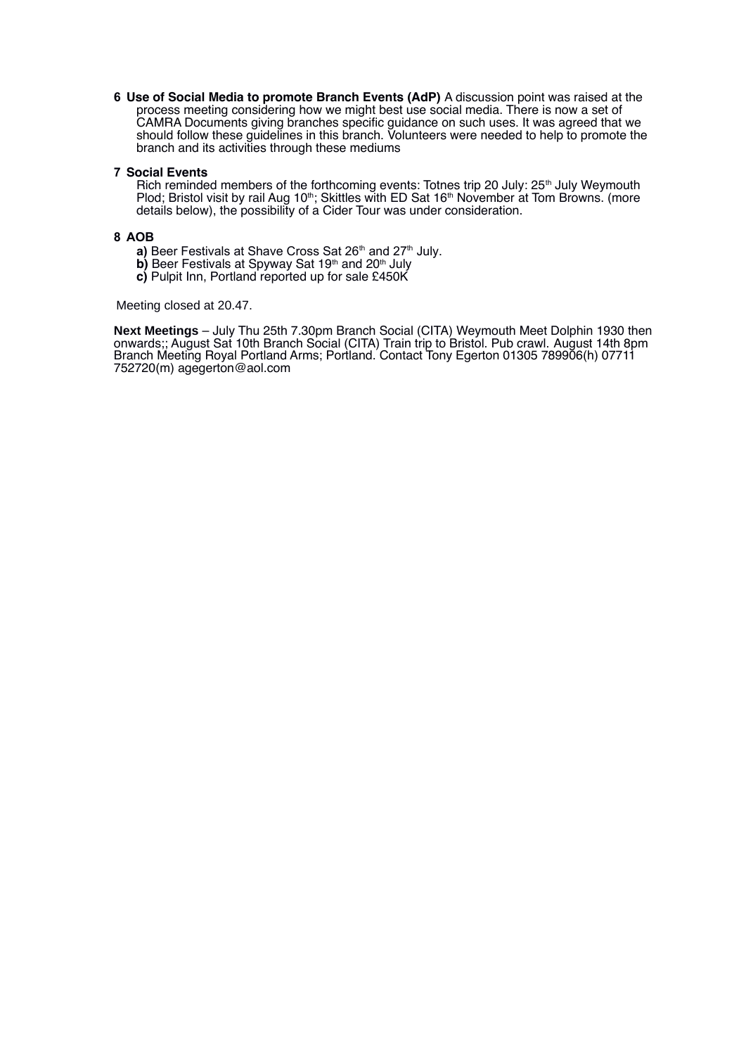**6 Use of Social Media to promote Branch Events (AdP)** A discussion point was raised at the process meeting considering how we might best use social media. There is now a set of CAMRA Documents giving branches specific guidance on such uses. It was agreed that we should follow these guidelines in this branch. Volunteers were needed to help to promote the branch and its activities through these mediums

**7 Social Events**

Rich reminded members of the forthcoming events: Totnes trip 20 July: 25th July Weymouth Plod; Bristol visit by rail Aug 10th; Skittles with ED Sat 16th November at Tom Browns. (more details below), the possibility of a Cider Tour was under consideration.

**8 AOB**

**a)** Beer Festivals at Shave Cross Sat 26th and 27th July.
**b)** Beer Festivals at Spyway Sat 19th and 20th July
**c)** Pulpit Inn, Portland reported up for sale £450K

Meeting closed at 20.47.

**Next Meetings** – July Thu 25th 7.30pm Branch Social (CITA) Weymouth Meet Dolphin 1930 then onwards;; August Sat 10th Branch Social (CITA) Train trip to Bristol. Pub crawl. August 14th 8pm Branch Meeting Royal Portland Arms; Portland. Contact Tony Egerton 01305 789906(h) 07711 752720(m) agegerton@aol.com